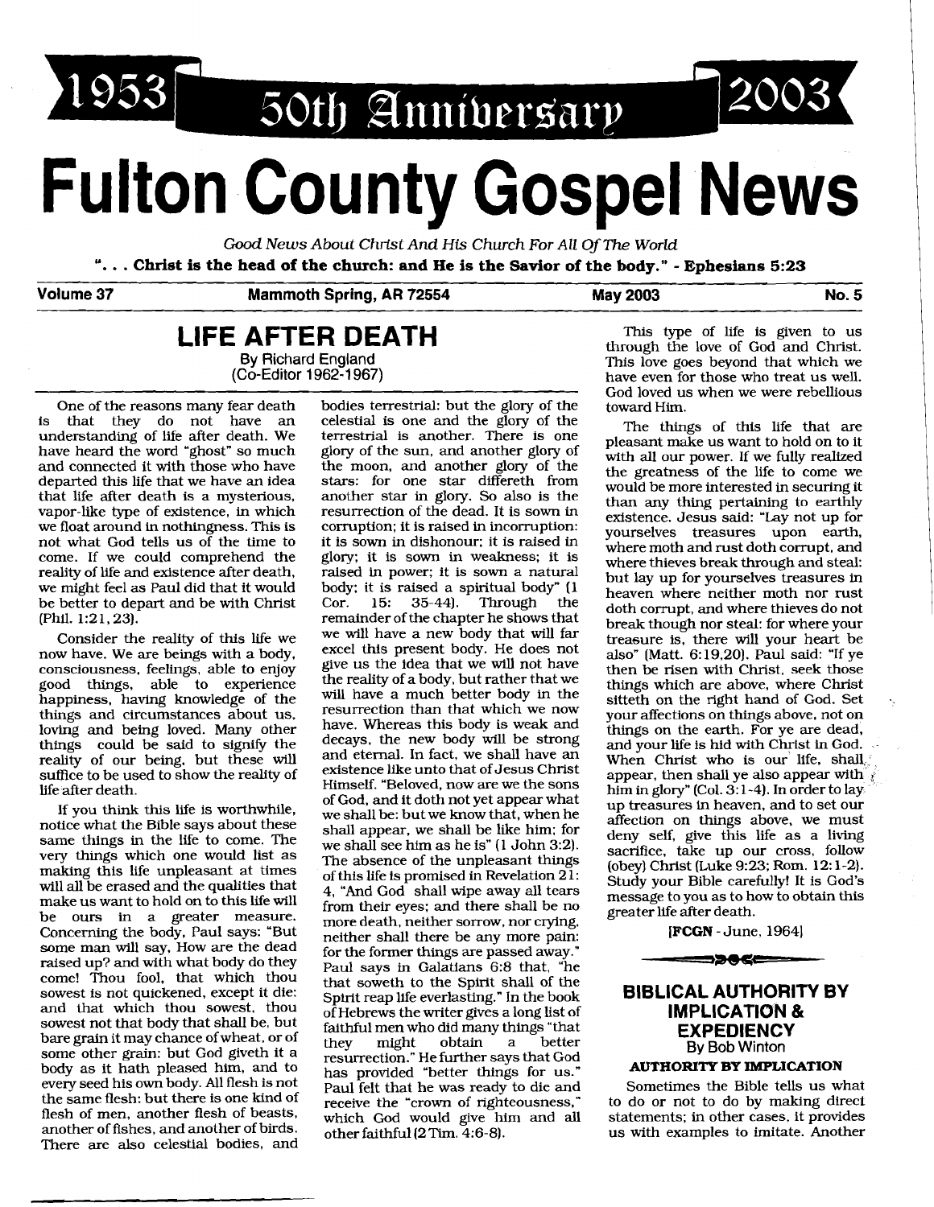1953 50th Anniversary 2003

# Fulton County Gospel News

*Good News About Christ And His Church For All Of The World*

**". . . Christ is the head of the church: and He is the Savior of the body." - Ephesians 5:23**

**Volume 37** **Mammoth Spring, AR 72554** **May 2003** **No. 5**

## LIFE AFTER DEATH

By Richard England
(Co-Editor 1962-1967)

One of the reasons many fear death is that they do not have an understanding of life after death. We have heard the word "ghost" so much and connected it with those who have departed this life that we have an idea that life after death is a mysterious, vapor-like type of existence, in which we float around in nothingness. This is not what God tells us of the time to come. If we could comprehend the reality of life and existence after death, we might feel as Paul did that it would be better to depart and be with Christ (Phil. 1:21,23).

Consider the reality of this life we now have. We are beings with a body, consciousness, feelings, able to enjoy good things, able to experience happiness, having knowledge of the things and circumstances about us, loving and being loved. Many other things could be said to signify the reality of our being, but these will suffice to be used to show the reality of life after death.

If you think this life is worthwhile, notice what the Bible says about these same things in the life to come. The very things which one would list as making this life unpleasant at times will all be erased and the qualities that make us want to hold on to this life will be ours in a greater measure. Concerning the body, Paul says: "But some man will say, How are the dead raised up? and with what body do they come! Thou fool, that which thou sowest is not quickened, except it die: and that which thou sowest, thou sowest not that body that shall be, but bare grain it may chance of wheat, or of some other grain: but God giveth it a body as it hath pleased him, and to every seed his own body. All flesh is not the same flesh: but there is one kind of flesh of men, another flesh of beasts, another of fishes, and another of birds. There are also celestial bodies, and bodies terrestrial: but the glory of the celestial is one and the glory of the terrestrial is another. There is one glory of the sun, and another glory of the moon, and another glory of the stars: for one star differeth from another star in glory. So also is the resurrection of the dead. It is sown in corruption; it is raised in incorruption: it is sown in dishonour; it is raised in glory; it is sown in weakness; it is raised in power; it is sown a natural body; it is raised a spiritual body" (1 Cor. 15: 35-44). Through the remainder of the chapter he shows that we will have a new body that will far excel this present body. He does not give us the idea that we will not have the reality of a body, but rather that we will have a much better body in the resurrection than that which we now have. Whereas this body is weak and decays, the new body will be strong and eternal. In fact, we shall have an existence like unto that of Jesus Christ Himself. "Beloved, now are we the sons of God, and it doth not yet appear what we shall be: but we know that, when he shall appear, we shall be like him; for we shall see him as he is" (1 John 3:2). The absence of the unpleasant things of this life is promised in Revelation 21: 4, "And God shall wipe away all tears from their eyes; and there shall be no more death, neither sorrow, nor crying, neither shall there be any more pain: for the former things are passed away." Paul says in Galatians 6:8 that, "he that soweth to the Spirit shall of the Spirit reap life everlasting." In the book of Hebrews the writer gives a long list of faithful men who did many things "that they might obtain a better resurrection." He further says that God has provided "better things for us." Paul felt that he was ready to die and receive the "crown of righteousness," which God would give him and all other faithful (2 Tim. 4:6-8).

This type of life is given to us through the love of God and Christ. This love goes beyond that which we have even for those who treat us well. God loved us when we were rebellious toward Him.

The things of this life that are pleasant make us want to hold on to it with all our power. If we fully realized the greatness of the life to come we would be more interested in securing it than any thing pertaining to earthly existence. Jesus said: "Lay not up for yourselves treasures upon earth, where moth and rust doth corrupt, and where thieves break through and steal: but lay up for yourselves treasures in heaven where neither moth nor rust doth corrupt, and where thieves do not break though nor steal: for where your treasure is, there will your heart be also" (Matt. 6:19,20). Paul said: "If ye then be risen with Christ, seek those things which are above, where Christ sitteth on the right hand of God. Set your affections on things above, not on things on the earth. For ye are dead, and your life is hid with Christ in God. When Christ who is our life, shall appear, then shall ye also appear with him in glory" (Col. 3:1-4). In order to lay up treasures in heaven, and to set our affection on things above, we must deny self, give this life as a living sacrifice, take up our cross, follow (obey) Christ (Luke 9:23; Rom. 12:1-2). Study your Bible carefully! It is God's message to you as to how to obtain this greater life after death.

**[FCGN** - June, 1964]

## BIBLICAL AUTHORITY BY IMPLICATION & EXPEDIENCY

By Bob Winton

### AUTHORITY BY IMPLICATION

Sometimes the Bible tells us what to do or not to do by making direct statements; in other cases, it provides us with examples to imitate. Another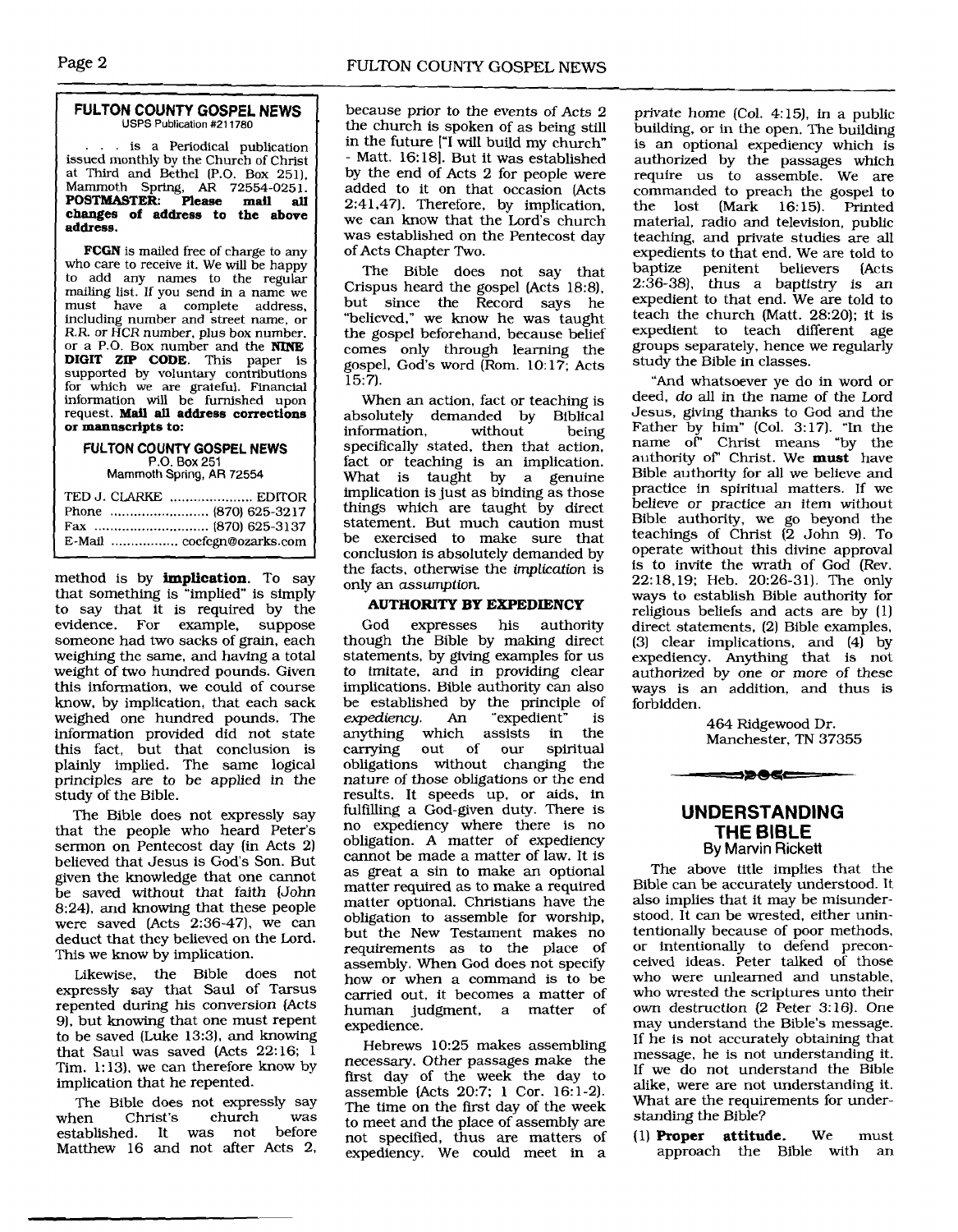## FULTON COUNTY GOSPEL NEWS

USPS Publication #211780

. . . is a Periodical publication issued monthly by the Church of Christ at Third and Bethel (P.O. Box 251), Mammoth Spring, AR 72554-0251. **POSTMASTER: Please mail all changes of address to the above address.**

**FCGN** is mailed free of charge to any who care to receive it. We will be happy to add any names to the regular mailing list. If you send in a name we must have a complete address, including number and street name, or R.R. or HCR number, plus box number, or a P.O. Box number and the **NINE DIGIT ZIP CODE**. This paper is supported by voluntary contributions for which we are grateful. Financial information will be furnished upon request. **Mail all address corrections or manuscripts to:**

**FULTON COUNTY GOSPEL NEWS**
P.O. Box 251
Mammoth Spring, AR 72554

TED J. CLARKE .................... EDITOR
Phone ........................ (870) 625-3217
Fax ............................ (870) 625-3137
E-Mail ................ cocfcgn@ozarks.com

method is by **implication**. To say that something is "implied" is simply to say that it is required by the evidence. For example, suppose someone had two sacks of grain, each weighing the same, and having a total weight of two hundred pounds. Given this information, we could of course know, by implication, that each sack weighed one hundred pounds. The information provided did not state this fact, but that conclusion is plainly implied. The same logical principles are to be applied in the study of the Bible.

The Bible does not expressly say that the people who heard Peter's sermon on Pentecost day (in Acts 2) believed that Jesus is God's Son. But given the knowledge that one cannot be saved without that faith (John 8:24), and knowing that these people were saved (Acts 2:36-47), we can deduct that they believed on the Lord. This we know by implication.

Likewise, the Bible does not expressly say that Saul of Tarsus repented during his conversion (Acts 9), but knowing that one must repent to be saved (Luke 13:3), and knowing that Saul was saved (Acts 22:16; 1 Tim. 1:13), we can therefore know by implication that he repented.

The Bible does not expressly say when Christ's church was established. It was not before Matthew 16 and not after Acts 2, because prior to the events of Acts 2 the church is spoken of as being still in the future ["I will build my church" - Matt. 16:18]. But it was established by the end of Acts 2 for people were added to it on that occasion (Acts 2:41,47). Therefore, by implication, we can know that the Lord's church was established on the Pentecost day of Acts Chapter Two.

The Bible does not say that Crispus heard the gospel (Acts 18:8), but since the Record says he "believed," we know he was taught the gospel beforehand, because belief comes only through learning the gospel, God's word (Rom. 10:17; Acts 15:7).

When an action, fact or teaching is absolutely demanded by Biblical information, without being specifically stated, then that action, fact or teaching is an implication. What is taught by a genuine implication is just as binding as those things which are taught by direct statement. But much caution must be exercised to make sure that conclusion is absolutely demanded by the facts, otherwise the *implication* is only an *assumption*.

### AUTHORITY BY EXPEDIENCY

God expresses his authority though the Bible by making direct statements, by giving examples for us to imitate, and in providing clear implications. Bible authority can also be established by the principle of *expediency*. An "expedient" is anything which assists in the carrying out of our spiritual obligations without changing the nature of those obligations or the end results. It speeds up, or aids, in fulfilling a God-given duty. There is no expediency where there is no obligation. A matter of expediency cannot be made a matter of law. It is as great a sin to make an optional matter required as to make a required matter optional. Christians have the obligation to assemble for worship, but the New Testament makes no requirements as to the place of assembly. When God does not specify how or when a command is to be carried out, it becomes a matter of human judgment, a matter of expedience.

Hebrews 10:25 makes assembling necessary. Other passages make the first day of the week the day to assemble (Acts 20:7; 1 Cor. 16:1-2). The time on the first day of the week to meet and the place of assembly are not specified, thus are matters of expediency. We could meet in a private home (Col. 4:15), in a public building, or in the open. The building is an optional expediency which is authorized by the passages which require us to assemble. We are commanded to preach the gospel to the lost (Mark 16:15). Printed material, radio and television, public teaching, and private studies are all expedients to that end. We are told to baptize penitent believers (Acts 2:36-38), thus a baptistry is an expedient to that end. We are told to teach the church (Matt. 28:20); it is expedient to teach different age groups separately, hence we regularly study the Bible in classes.

"And whatsoever ye do in word or deed, *do* all in the name of the Lord Jesus, giving thanks to God and the Father by him" (Col. 3:17). "In the name of" Christ means "by the authority of" Christ. We **must** have Bible authority for all we believe and practice in spiritual matters. If we believe or practice an item without Bible authority, we go beyond the teachings of Christ (2 John 9). To operate without this divine approval is to invite the wrath of God (Rev. 22:18,19; Heb. 20:26-31). The only ways to establish Bible authority for religious beliefs and acts are by (1) direct statements, (2) Bible examples, (3) clear implications, and (4) by expediency. Anything that is not authorized by one or more of these ways is an addition, and thus is forbidden.

464 Ridgewood Dr.
Manchester, TN 37355

## UNDERSTANDING THE BIBLE

By Marvin Rickett

The above title implies that the Bible can be accurately understood. It also implies that it may be misunderstood. It can be wrested, either unintentionally because of poor methods, or intentionally to defend preconceived ideas. Peter talked of those who were unlearned and unstable, who wrested the scriptures unto their own destruction (2 Peter 3:16). One may understand the Bible's message. If he is not accurately obtaining that message, he is not understanding it. If we do not understand the Bible alike, were are not understanding it. What are the requirements for understanding the Bible?

(1) **Proper attitude.** We must approach the Bible with an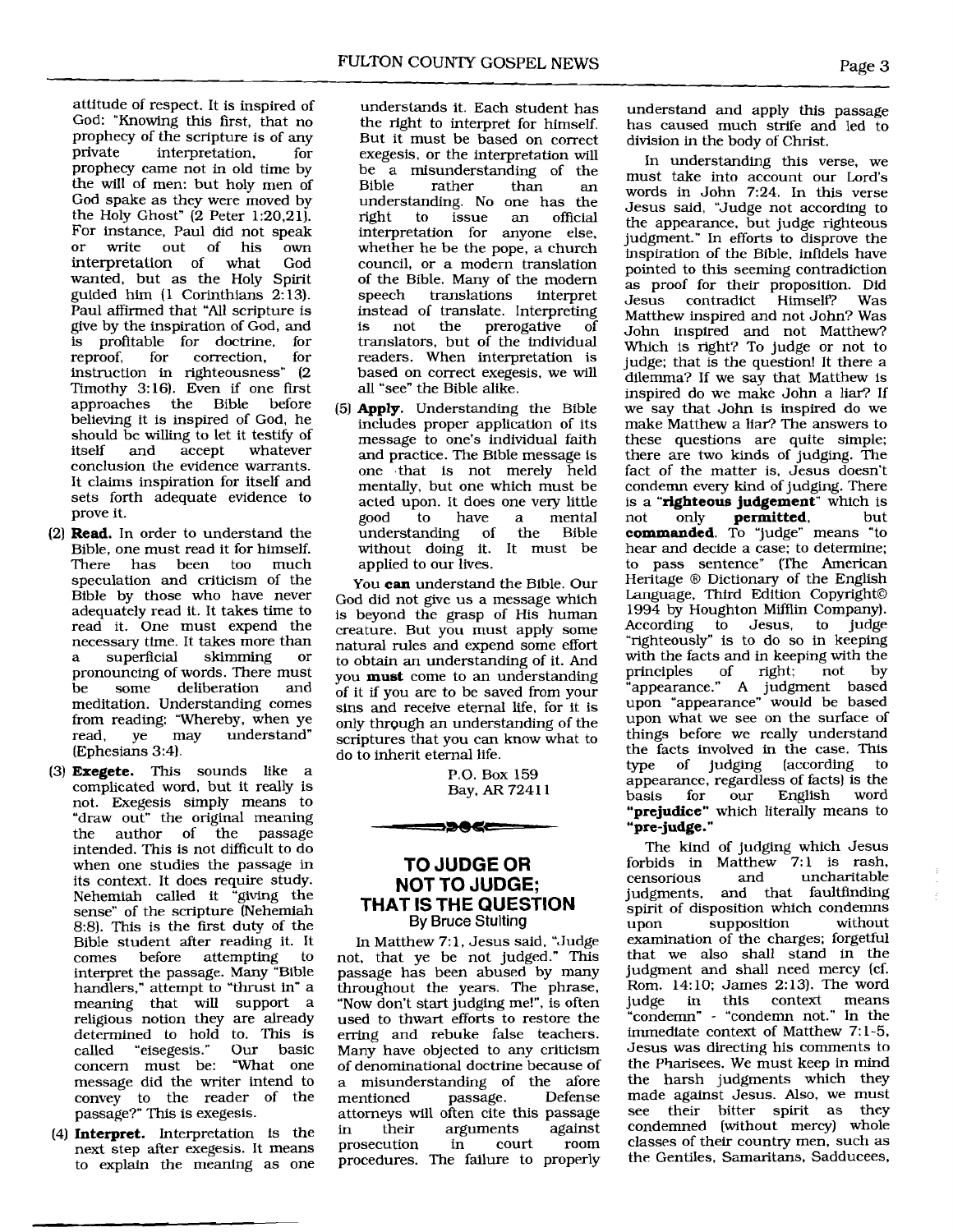attitude of respect. It is inspired of God: "Knowing this first, that no prophecy of the scripture is of any private interpretation, for prophecy came not in old time by the will of men: but holy men of God spake as they were moved by the Holy Ghost" (2 Peter 1:20,21). For instance, Paul did not speak or write out of his own interpretation of what God wanted, but as the Holy Spirit guided him (1 Corinthians 2:13). Paul affirmed that "All scripture is give by the inspiration of God, and is profitable for doctrine, for reproof, for correction, for instruction in righteousness" (2 Timothy 3:16). Even if one first approaches the Bible before believing it is inspired of God, he should be willing to let it testify of itself and accept whatever conclusion the evidence warrants. It claims inspiration for itself and sets forth adequate evidence to prove it.

(2) **Read.** In order to understand the Bible, one must read it for himself. There has been too much speculation and criticism of the Bible by those who have never adequately read it. It takes time to read it. One must expend the necessary time. It takes more than a superficial skimming or pronouncing of words. There must be some deliberation and meditation. Understanding comes from reading: "Whereby, when ye read, ye may understand" (Ephesians 3:4).

(3) **Exegete.** This sounds like a complicated word, but it really is not. Exegesis simply means to "draw out" the original meaning the author of the passage intended. This is not difficult to do when one studies the passage in its context. It does require study. Nehemiah called it "giving the sense" of the scripture (Nehemiah 8:8). This is the first duty of the Bible student after reading it. It comes before attempting to interpret the passage. Many "Bible handlers," attempt to "thrust in" a meaning that will support a religious notion they are already determined to hold to. This is called "eisegesis." Our basic concern must be: "What one message did the writer intend to convey to the reader of the passage?" This is exegesis.

(4) **Interpret.** Interpretation is the next step after exegesis. It means to explain the meaning as one understands it. Each student has the right to interpret for himself. But it must be based on correct exegesis, or the interpretation will be a misunderstanding of the Bible rather than an understanding. No one has the right to issue an official interpretation for anyone else, whether he be the pope, a church council, or a modern translation of the Bible. Many of the modern speech translations interpret instead of translate. Interpreting is not the prerogative of translators, but of the individual readers. When interpretation is based on correct exegesis, we will all "see" the Bible alike.

(5) **Apply.** Understanding the Bible includes proper application of its message to one's individual faith and practice. The Bible message is one that is not merely held mentally, but one which must be acted upon. It does one very little good to have a mental understanding of the Bible without doing it. It must be applied to our lives.

You **can** understand the Bible. Our God did not give us a message which is beyond the grasp of His human creature. But you must apply some natural rules and expend some effort to obtain an understanding of it. And you **must** come to an understanding of it if you are to be saved from your sins and receive eternal life, for it is only through an understanding of the scriptures that you can know what to do to inherit eternal life.

P.O. Box 159
Bay, AR 72411

## TO JUDGE OR NOT TO JUDGE; THAT IS THE QUESTION

By Bruce Stulting

In Matthew 7:1, Jesus said, "Judge not, that ye be not judged." This passage has been abused by many throughout the years. The phrase, "Now don't start judging me!", is often used to thwart efforts to restore the erring and rebuke false teachers. Many have objected to any criticism of denominational doctrine because of a misunderstanding of the afore mentioned passage. Defense attorneys will often cite this passage in their arguments against prosecution in court room procedures. The failure to properly understand and apply this passage has caused much strife and led to division in the body of Christ.

In understanding this verse, we must take into account our Lord's words in John 7:24. In this verse Jesus said, "Judge not according to the appearance, but judge righteous judgment." In efforts to disprove the inspiration of the Bible, infidels have pointed to this seeming contradiction as proof for their proposition. Did Jesus contradict Himself? Was Matthew inspired and not John? Was John inspired and not Matthew? Which is right? To judge or not to judge; that is the question! It there a dilemma? If we say that Matthew is inspired do we make John a liar? If we say that John is inspired do we make Matthew a liar? The answers to these questions are quite simple; there are two kinds of judging. The fact of the matter is, Jesus doesn't condemn every kind of judging. There is a "**righteous judgement**" which is not only **permitted**, but **commanded**. To "judge" means "to hear and decide a case; to determine; to pass sentence" (The American Heritage ® Dictionary of the English Language, Third Edition Copyright© 1994 by Houghton Mifflin Company). According to Jesus, to judge "righteously" is to do so in keeping with the facts and in keeping with the principles of right; not by "appearance." A judgment based upon "appearance" would be based upon what we see on the surface of things before we really understand the facts involved in the case. This type of judging (according to appearance, regardless of facts) is the basis for our English word "**prejudice**" which literally means to "**pre-judge.**"

The kind of judging which Jesus forbids in Matthew 7:1 is rash, censorious and uncharitable judgments, and that faultfinding spirit of disposition which condemns upon supposition without examination of the charges; forgetful that we also shall stand in the judgment and shall need mercy (cf. Rom. 14:10; James 2:13). The word judge in this context means "condemn" - "condemn not." In the immediate context of Matthew 7:1-5, Jesus was directing his comments to the Pharisees. We must keep in mind the harsh judgments which they made against Jesus. Also, we must see their bitter spirit as they condemned (without mercy) whole classes of their country men, such as the Gentiles, Samaritans, Sadducees,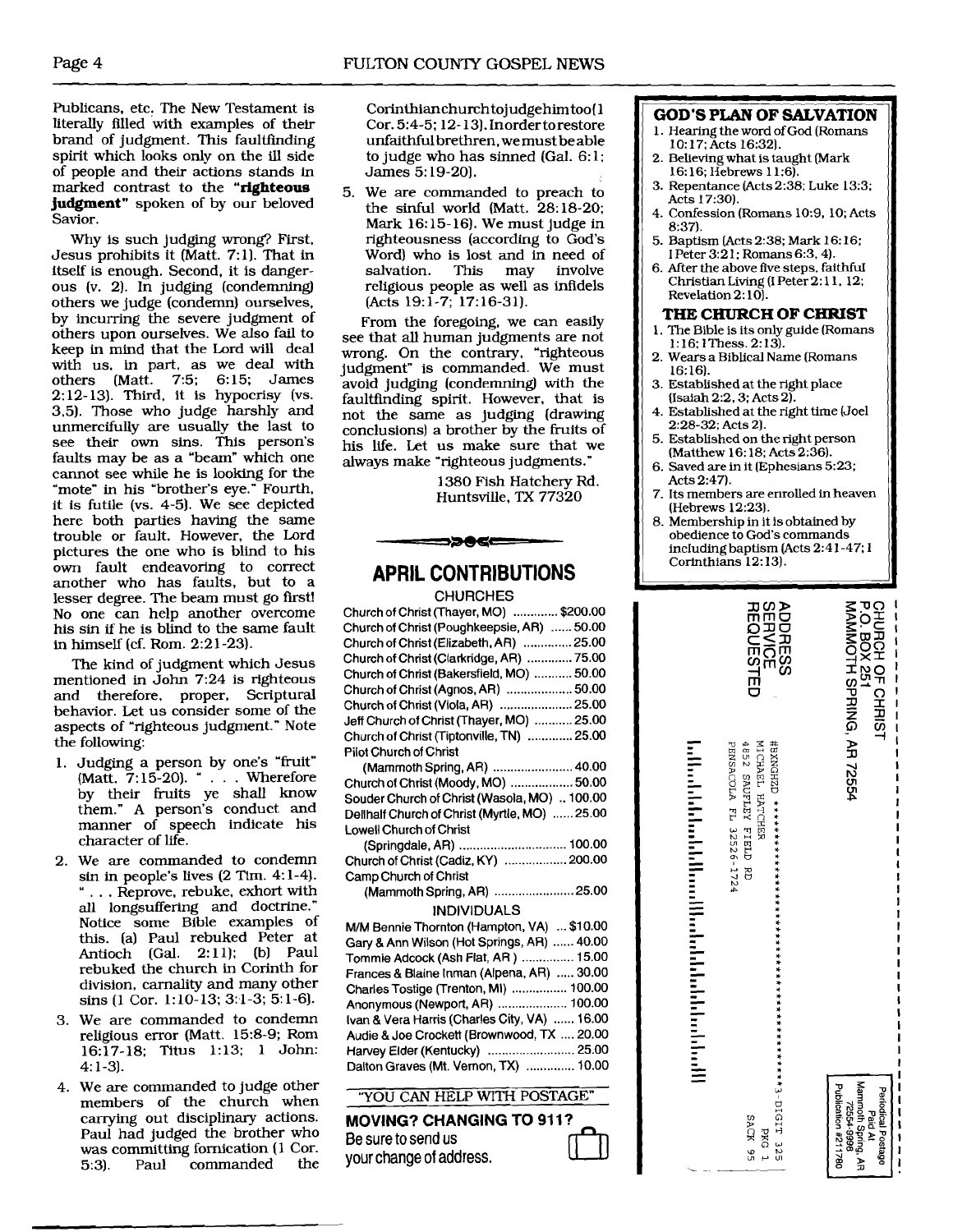Publicans, etc. The New Testament is literally filled with examples of their brand of judgment. This faultfinding spirit which looks only on the ill side of people and their actions stands in marked contrast to the **"righteous judgment"** spoken of by our beloved Savior.

Why is such judging wrong? First, Jesus prohibits it (Matt. 7:1). That in itself is enough. Second, it is dangerous (v. 2). In judging (condemning) others we judge (condemn) ourselves, by incurring the severe judgment of others upon ourselves. We also fail to keep in mind that the Lord will deal with us, in part, as we deal with others (Matt. 7:5; 6:15; James 2:12-13). Third, it is hypocrisy (vs. 3,5). Those who judge harshly and unmercifully are usually the last to see their own sins. This person's faults may be as a "beam" which one cannot see while he is looking for the "mote" in his "brother's eye." Fourth, it is futile (vs. 4-5). We see depicted here both parties having the same trouble or fault. However, the Lord pictures the one who is blind to his own fault endeavoring to correct another who has faults, but to a lesser degree. The beam must go first! No one can help another overcome his sin if he is blind to the same fault in himself (cf. Rom. 2:21-23).

The kind of judgment which Jesus mentioned in John 7:24 is righteous and therefore, proper, Scriptural behavior. Let us consider some of the aspects of "righteous judgment." Note the following:

1. Judging a person by one's "fruit" (Matt. 7:15-20). " . . . Wherefore by their fruits ye shall know them." A person's conduct and manner of speech indicate his character of life.
2. We are commanded to condemn sin in people's lives (2 Tim. 4:1-4). " . . . Reprove, rebuke, exhort with all longsuffering and doctrine." Notice some Bible examples of this. (a) Paul rebuked Peter at Antioch (Gal. 2:11); (b) Paul rebuked the church in Corinth for division, carnality and many other sins (1 Cor. 1:10-13; 3:1-3; 5:1-6).
3. We are commanded to condemn religious error (Matt. 15:8-9; Rom 16:17-18; Titus 1:13; 1 John: 4:1-3).
4. We are commanded to judge other members of the church when carrying out disciplinary actions. Paul had judged the brother who was committing fornication (1 Cor. 5:3). Paul commanded the Corinthian church to judge him too (1 Cor. 5:4-5; 12-13). In order to restore unfaithful brethren, we must be able to judge who has sinned (Gal. 6:1; James 5:19-20).
5. We are commanded to preach to the sinful world (Matt. 28:18-20; Mark 16:15-16). We must judge in righteousness (according to God's Word) who is lost and in need of salvation. This may involve religious people as well as infidels (Acts 19:1-7; 17:16-31).

From the foregoing, we can easily see that all human judgments are not wrong. On the contrary, "righteous judgment" is commanded. We must avoid judging (condemning) with the faultfinding spirit. However, that is not the same as judging (drawing conclusions) a brother by the fruits of his life. Let us make sure that we always make "righteous judgments."

1380 Fish Hatchery Rd.
Huntsville, TX 77320

## APRIL CONTRIBUTIONS

### CHURCHES

| | |
|---|---|
| Church of Christ (Thayer, MO) | $200.00 |
| Church of Christ (Poughkeepsie, AR) | 50.00 |
| Church of Christ (Elizabeth, AR) | 25.00 |
| Church of Christ (Clarkridge, AR) | 75.00 |
| Church of Christ (Bakersfield, MO) | 50.00 |
| Church of Christ (Agnos, AR) | 50.00 |
| Church of Christ (Viola, AR) | 25.00 |
| Jeff Church of Christ (Thayer, MO) | 25.00 |
| Church of Christ (Tiptonville, TN) | 25.00 |
| Pilot Church of Christ (Mammoth Spring, AR) | 40.00 |
| Church of Christ (Moody, MO) | 50.00 |
| Souder Church of Christ (Wasola, MO) | 100.00 |
| Dellhalf Church of Christ (Myrtle, MO) | 25.00 |
| Lowell Church of Christ (Springdale, AR) | 100.00 |
| Church of Christ (Cadiz, KY) | 200.00 |
| Camp Church of Christ (Mammoth Spring, AR) | 25.00 |

### INDIVIDUALS

| | |
|---|---|
| M/M Bennie Thornton (Hampton, VA) | $10.00 |
| Gary & Ann Wilson (Hot Springs, AR) | 40.00 |
| Tommie Adcock (Ash Flat, AR) | 15.00 |
| Frances & Blaine Inman (Alpena, AR) | 30.00 |
| Charles Tostige (Trenton, MI) | 100.00 |
| Anonymous (Newport, AR) | 100.00 |
| Ivan & Vera Harris (Charles City, VA) | 16.00 |
| Audie & Joe Crockett (Brownwood, TX | 20.00 |
| Harvey Elder (Kentucky) | 25.00 |
| Dalton Graves (Mt. Vernon, TX) | 10.00 |

"YOU CAN HELP WITH POSTAGE"

**MOVING? CHANGING TO 911?**
Be sure to send us your change of address.

### GOD'S PLAN OF SALVATION

1. Hearing the word of God (Romans 10:17; Acts 16:32).
2. Believing what is taught (Mark 16:16; Hebrews 11:6).
3. Repentance (Acts 2:38; Luke 13:3; Acts 17:30).
4. Confession (Romans 10:9, 10; Acts 8:37).
5. Baptism (Acts 2:38; Mark 16:16; I Peter 3:21; Romans 6:3, 4).
6. After the above five steps, faithful Christian Living (I Peter 2:11, 12; Revelation 2:10).

### THE CHURCH OF CHRIST

1. The Bible is its only guide (Romans 1:16; I Thess. 2:13).
2. Wears a Biblical Name (Romans 16:16).
3. Established at the right place (Isaiah 2:2, 3; Acts 2).
4. Established at the right time (Joel 2:28-32; Acts 2).
5. Established on the right person (Matthew 16:18; Acts 2:36).
6. Saved are in it (Ephesians 5:23; Acts 2:47).
7. Its members are enrolled in heaven (Hebrews 12:23).
8. Membership in it is obtained by obedience to God's commands including baptism (Acts 2:41-47; I Corinthians 12:13).

CHURCH OF CHRIST
P.O. BOX 251
MAMMOTH SPRING, AR 72554

ADDRESS SERVICE REQUESTED

Periodical Postage Paid At Mammoth Spring, AR 72554-9998 Publication #211780

#BXNGHZD ******************************3-DIGIT 325
MICHAEL HATCHER PKG 1
4852 SAUFLEY FIELD RD SACK 95
PENSACOLA FL 32526-1724